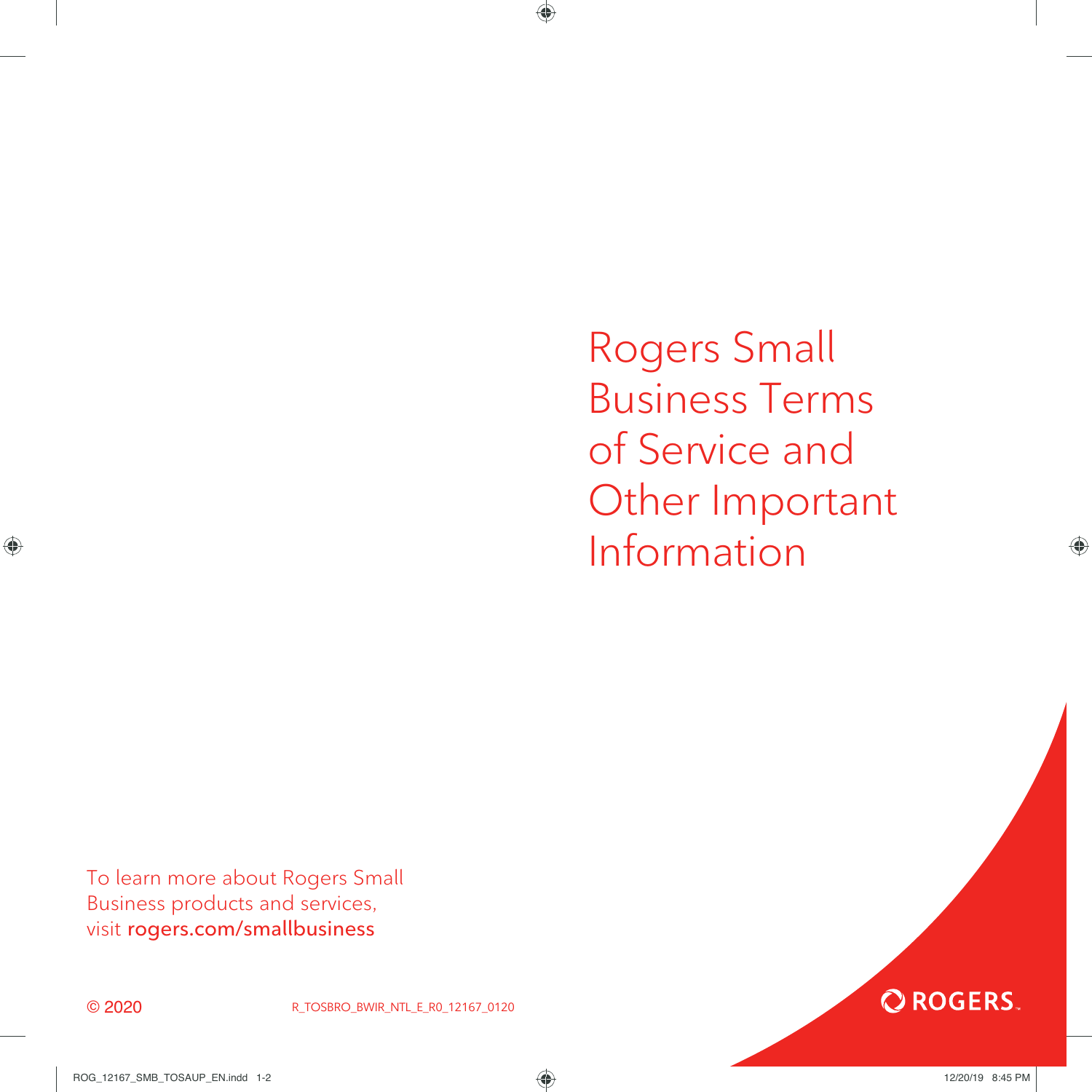# Rogers Small Business Terms of Service and Other Important Information

To learn more about Rogers Small Business products and services, visit **rogers.com/smallbusiness**

© 2020

R_TOSBRO_BWIR_NTL_E_R0_12167_0120

ROGERS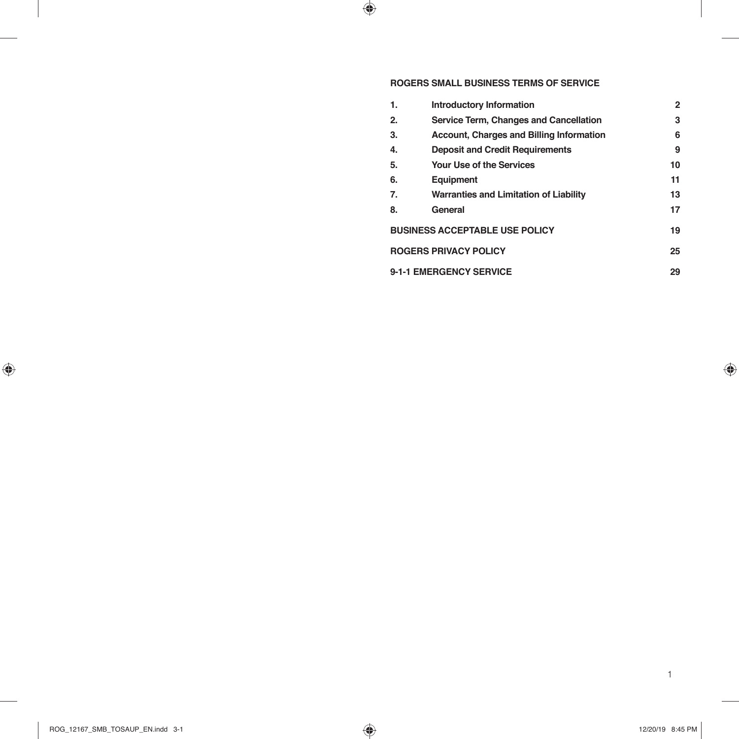# ROGERS SMALL BUSINESS TERMS OF SERVICE

| | | |
|---|---|---|
| **1.** | **Introductory Information** | **2** |
| **2.** | **Service Term, Changes and Cancellation** | **3** |
| **3.** | **Account, Charges and Billing Information** | **6** |
| **4.** | **Deposit and Credit Requirements** | **9** |
| **5.** | **Your Use of the Services** | **10** |
| **6.** | **Equipment** | **11** |
| **7.** | **Warranties and Limitation of Liability** | **13** |
| **8.** | **General** | **17** |
| **BUSINESS ACCEPTABLE USE POLICY** | | **19** |
| **ROGERS PRIVACY POLICY** | | **25** |
| **9-1-1 EMERGENCY SERVICE** | | **29** |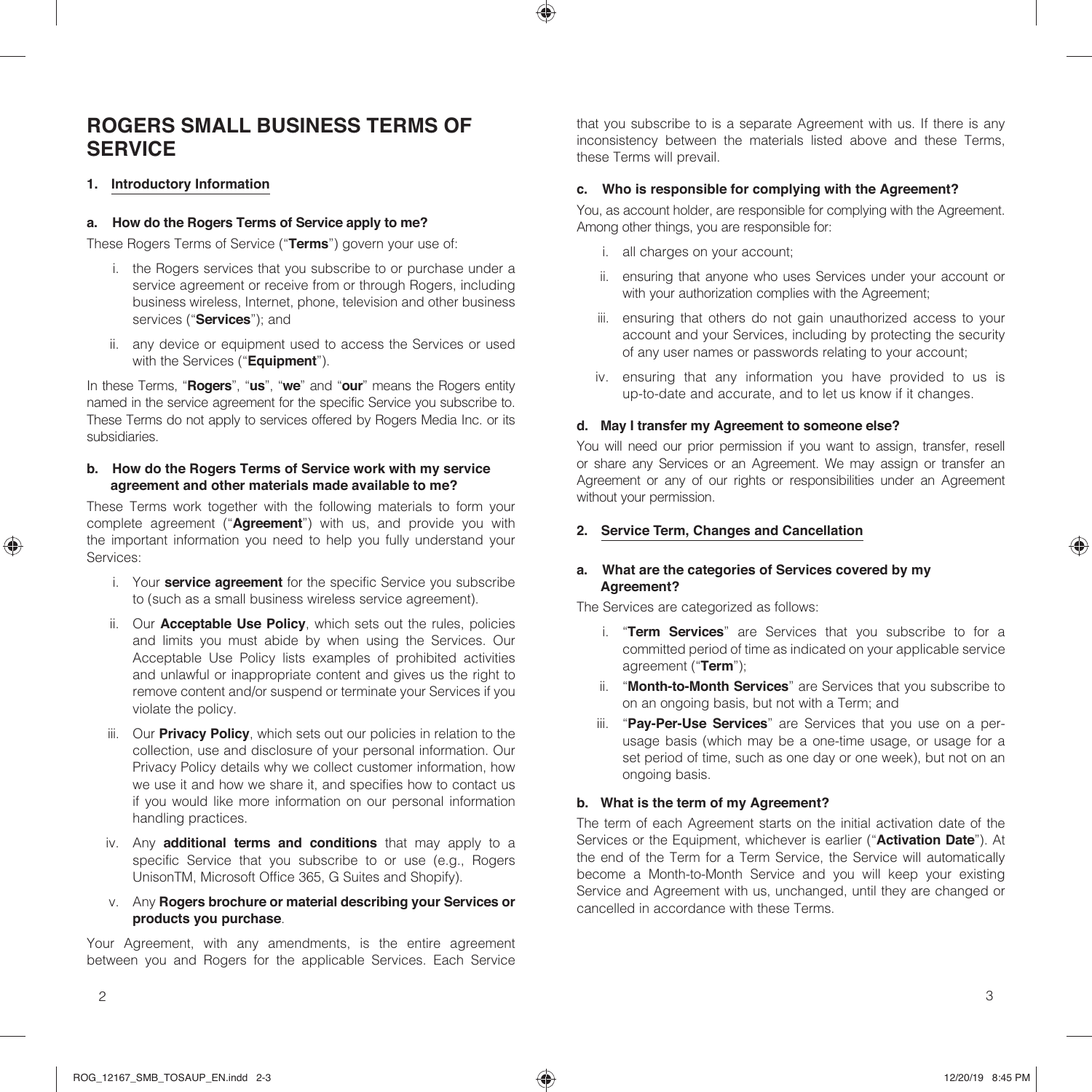# ROGERS SMALL BUSINESS TERMS OF SERVICE

## 1. Introductory Information

### a. How do the Rogers Terms of Service apply to me?

These Rogers Terms of Service ("**Terms**") govern your use of:

i. the Rogers services that you subscribe to or purchase under a service agreement or receive from or through Rogers, including business wireless, Internet, phone, television and other business services ("**Services**"); and

ii. any device or equipment used to access the Services or used with the Services ("**Equipment**").

In these Terms, "**Rogers**", "**us**", "**we**" and "**our**" means the Rogers entity named in the service agreement for the specific Service you subscribe to. These Terms do not apply to services offered by Rogers Media Inc. or its subsidiaries.

### b. How do the Rogers Terms of Service work with my service agreement and other materials made available to me?

These Terms work together with the following materials to form your complete agreement ("**Agreement**") with us, and provide you with the important information you need to help you fully understand your Services:

i. Your **service agreement** for the specific Service you subscribe to (such as a small business wireless service agreement).

ii. Our **Acceptable Use Policy**, which sets out the rules, policies and limits you must abide by when using the Services. Our Acceptable Use Policy lists examples of prohibited activities and unlawful or inappropriate content and gives us the right to remove content and/or suspend or terminate your Services if you violate the policy.

iii. Our **Privacy Policy**, which sets out our policies in relation to the collection, use and disclosure of your personal information. Our Privacy Policy details why we collect customer information, how we use it and how we share it, and specifies how to contact us if you would like more information on our personal information handling practices.

iv. Any **additional terms and conditions** that may apply to a specific Service that you subscribe to or use (e.g., Rogers UnisonTM, Microsoft Office 365, G Suites and Shopify).

v. Any **Rogers brochure or material describing your Services or products you purchase**.

Your Agreement, with any amendments, is the entire agreement between you and Rogers for the applicable Services. Each Service that you subscribe to is a separate Agreement with us. If there is any inconsistency between the materials listed above and these Terms, these Terms will prevail.

### c. Who is responsible for complying with the Agreement?

You, as account holder, are responsible for complying with the Agreement. Among other things, you are responsible for:

i. all charges on your account;

ii. ensuring that anyone who uses Services under your account or with your authorization complies with the Agreement;

iii. ensuring that others do not gain unauthorized access to your account and your Services, including by protecting the security of any user names or passwords relating to your account;

iv. ensuring that any information you have provided to us is up-to-date and accurate, and to let us know if it changes.

### d. May I transfer my Agreement to someone else?

You will need our prior permission if you want to assign, transfer, resell or share any Services or an Agreement. We may assign or transfer an Agreement or any of our rights or responsibilities under an Agreement without your permission.

## 2. Service Term, Changes and Cancellation

### a. What are the categories of Services covered by my Agreement?

The Services are categorized as follows:

i. "**Term Services**" are Services that you subscribe to for a committed period of time as indicated on your applicable service agreement ("**Term**");

ii. "**Month-to-Month Services**" are Services that you subscribe to on an ongoing basis, but not with a Term; and

iii. "**Pay-Per-Use Services**" are Services that you use on a per-usage basis (which may be a one-time usage, or usage for a set period of time, such as one day or one week), but not on an ongoing basis.

### b. What is the term of my Agreement?

The term of each Agreement starts on the initial activation date of the Services or the Equipment, whichever is earlier ("**Activation Date**"). At the end of the Term for a Term Service, the Service will automatically become a Month-to-Month Service and you will keep your existing Service and Agreement with us, unchanged, until they are changed or cancelled in accordance with these Terms.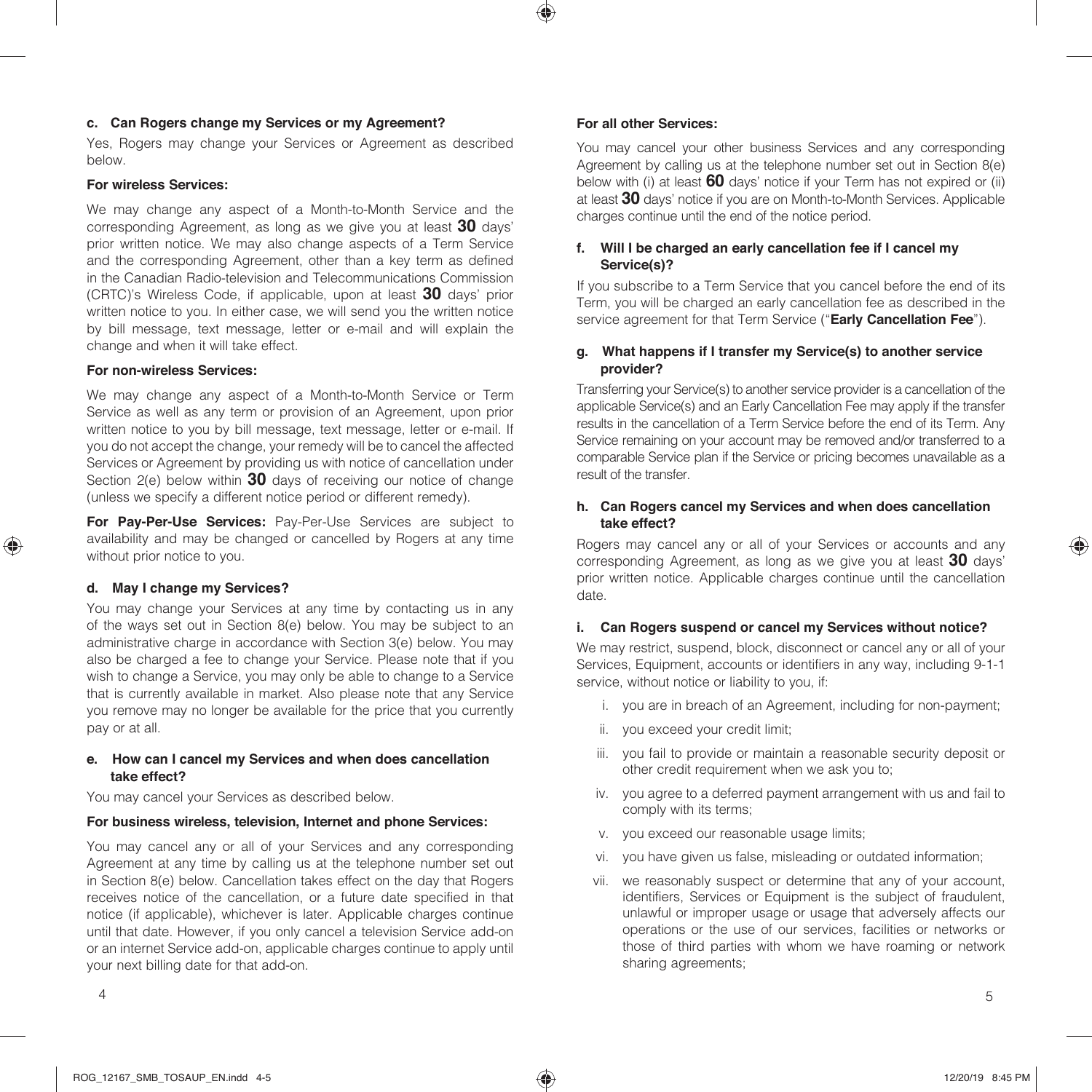### c. Can Rogers change my Services or my Agreement?

Yes, Rogers may change your Services or Agreement as described below.

**For wireless Services:**

We may change any aspect of a Month-to-Month Service and the corresponding Agreement, as long as we give you at least **30** days' prior written notice. We may also change aspects of a Term Service and the corresponding Agreement, other than a key term as defined in the Canadian Radio-television and Telecommunications Commission (CRTC)'s Wireless Code, if applicable, upon at least **30** days' prior written notice to you. In either case, we will send you the written notice by bill message, text message, letter or e-mail and will explain the change and when it will take effect.

**For non-wireless Services:**

We may change any aspect of a Month-to-Month Service or Term Service as well as any term or provision of an Agreement, upon prior written notice to you by bill message, text message, letter or e-mail. If you do not accept the change, your remedy will be to cancel the affected Services or Agreement by providing us with notice of cancellation under Section 2(e) below within **30** days of receiving our notice of change (unless we specify a different notice period or different remedy).

**For Pay-Per-Use Services:** Pay-Per-Use Services are subject to availability and may be changed or cancelled by Rogers at any time without prior notice to you.

### d. May I change my Services?

You may change your Services at any time by contacting us in any of the ways set out in Section 8(e) below. You may be subject to an administrative charge in accordance with Section 3(e) below. You may also be charged a fee to change your Service. Please note that if you wish to change a Service, you may only be able to change to a Service that is currently available in market. Also please note that any Service you remove may no longer be available for the price that you currently pay or at all.

### e. How can I cancel my Services and when does cancellation take effect?

You may cancel your Services as described below.

**For business wireless, television, Internet and phone Services:**

You may cancel any or all of your Services and any corresponding Agreement at any time by calling us at the telephone number set out in Section 8(e) below. Cancellation takes effect on the day that Rogers receives notice of the cancellation, or a future date specified in that notice (if applicable), whichever is later. Applicable charges continue until that date. However, if you only cancel a television Service add-on or an internet Service add-on, applicable charges continue to apply until your next billing date for that add-on.

**For all other Services:**

You may cancel your other business Services and any corresponding Agreement by calling us at the telephone number set out in Section 8(e) below with (i) at least **60** days' notice if your Term has not expired or (ii) at least **30** days' notice if you are on Month-to-Month Services. Applicable charges continue until the end of the notice period.

### f. Will I be charged an early cancellation fee if I cancel my Service(s)?

If you subscribe to a Term Service that you cancel before the end of its Term, you will be charged an early cancellation fee as described in the service agreement for that Term Service ("**Early Cancellation Fee**").

### g. What happens if I transfer my Service(s) to another service provider?

Transferring your Service(s) to another service provider is a cancellation of the applicable Service(s) and an Early Cancellation Fee may apply if the transfer results in the cancellation of a Term Service before the end of its Term. Any Service remaining on your account may be removed and/or transferred to a comparable Service plan if the Service or pricing becomes unavailable as a result of the transfer.

### h. Can Rogers cancel my Services and when does cancellation take effect?

Rogers may cancel any or all of your Services or accounts and any corresponding Agreement, as long as we give you at least **30** days' prior written notice. Applicable charges continue until the cancellation date.

### i. Can Rogers suspend or cancel my Services without notice?

We may restrict, suspend, block, disconnect or cancel any or all of your Services, Equipment, accounts or identifiers in any way, including 9-1-1 service, without notice or liability to you, if:

i. you are in breach of an Agreement, including for non-payment;

ii. you exceed your credit limit;

iii. you fail to provide or maintain a reasonable security deposit or other credit requirement when we ask you to;

iv. you agree to a deferred payment arrangement with us and fail to comply with its terms;

v. you exceed our reasonable usage limits;

vi. you have given us false, misleading or outdated information;

vii. we reasonably suspect or determine that any of your account, identifiers, Services or Equipment is the subject of fraudulent, unlawful or improper usage or usage that adversely affects our operations or the use of our services, facilities or networks or those of third parties with whom we have roaming or network sharing agreements;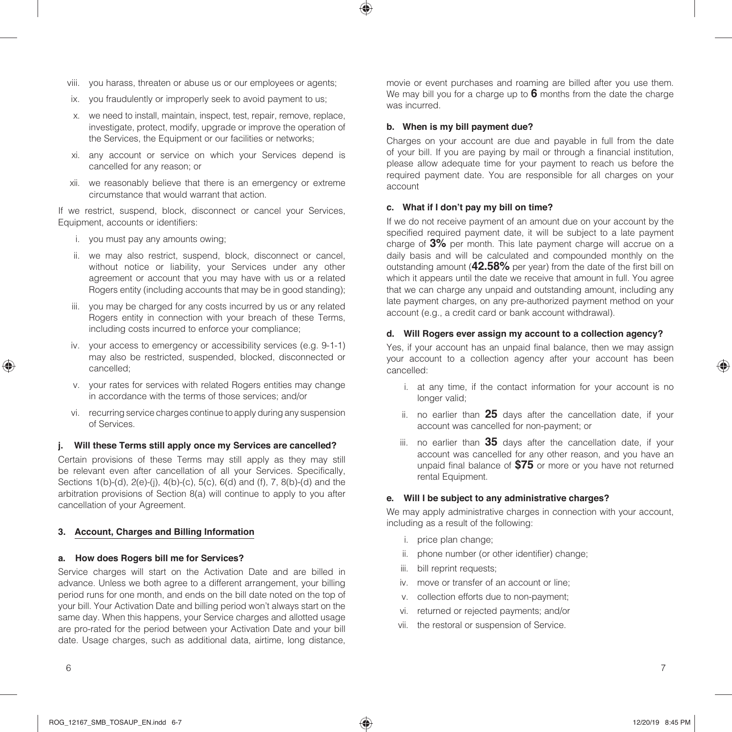viii. you harass, threaten or abuse us or our employees or agents;

ix. you fraudulently or improperly seek to avoid payment to us;

x. we need to install, maintain, inspect, test, repair, remove, replace, investigate, protect, modify, upgrade or improve the operation of the Services, the Equipment or our facilities or networks;

xi. any account or service on which your Services depend is cancelled for any reason; or

xii. we reasonably believe that there is an emergency or extreme circumstance that would warrant that action.

If we restrict, suspend, block, disconnect or cancel your Services, Equipment, accounts or identifiers:

i. you must pay any amounts owing;

ii. we may also restrict, suspend, block, disconnect or cancel, without notice or liability, your Services under any other agreement or account that you may have with us or a related Rogers entity (including accounts that may be in good standing);

iii. you may be charged for any costs incurred by us or any related Rogers entity in connection with your breach of these Terms, including costs incurred to enforce your compliance;

iv. your access to emergency or accessibility services (e.g. 9-1-1) may also be restricted, suspended, blocked, disconnected or cancelled;

v. your rates for services with related Rogers entities may change in accordance with the terms of those services; and/or

vi. recurring service charges continue to apply during any suspension of Services.

#### j. Will these Terms still apply once my Services are cancelled?

Certain provisions of these Terms may still apply as they may still be relevant even after cancellation of all your Services. Specifically, Sections 1(b)-(d), 2(e)-(j), 4(b)-(c), 5(c), 6(d) and (f), 7, 8(b)-(d) and the arbitration provisions of Section 8(a) will continue to apply to you after cancellation of your Agreement.

### 3. Account, Charges and Billing Information

#### a. How does Rogers bill me for Services?

Service charges will start on the Activation Date and are billed in advance. Unless we both agree to a different arrangement, your billing period runs for one month, and ends on the bill date noted on the top of your bill. Your Activation Date and billing period won't always start on the same day. When this happens, your Service charges and allotted usage are pro-rated for the period between your Activation Date and your bill date. Usage charges, such as additional data, airtime, long distance, movie or event purchases and roaming are billed after you use them. We may bill you for a charge up to **6** months from the date the charge was incurred.

#### b. When is my bill payment due?

Charges on your account are due and payable in full from the date of your bill. If you are paying by mail or through a financial institution, please allow adequate time for your payment to reach us before the required payment date. You are responsible for all charges on your account

#### c. What if I don't pay my bill on time?

If we do not receive payment of an amount due on your account by the specified required payment date, it will be subject to a late payment charge of **3%** per month. This late payment charge will accrue on a daily basis and will be calculated and compounded monthly on the outstanding amount (**42.58%** per year) from the date of the first bill on which it appears until the date we receive that amount in full. You agree that we can charge any unpaid and outstanding amount, including any late payment charges, on any pre-authorized payment method on your account (e.g., a credit card or bank account withdrawal).

#### d. Will Rogers ever assign my account to a collection agency?

Yes, if your account has an unpaid final balance, then we may assign your account to a collection agency after your account has been cancelled:

i. at any time, if the contact information for your account is no longer valid;

ii. no earlier than **25** days after the cancellation date, if your account was cancelled for non-payment; or

iii. no earlier than **35** days after the cancellation date, if your account was cancelled for any other reason, and you have an unpaid final balance of **$75** or more or you have not returned rental Equipment.

#### e. Will I be subject to any administrative charges?

We may apply administrative charges in connection with your account, including as a result of the following:

i. price plan change;

ii. phone number (or other identifier) change;

iii. bill reprint requests;

iv. move or transfer of an account or line;

v. collection efforts due to non-payment;

vi. returned or rejected payments; and/or

vii. the restoral or suspension of Service.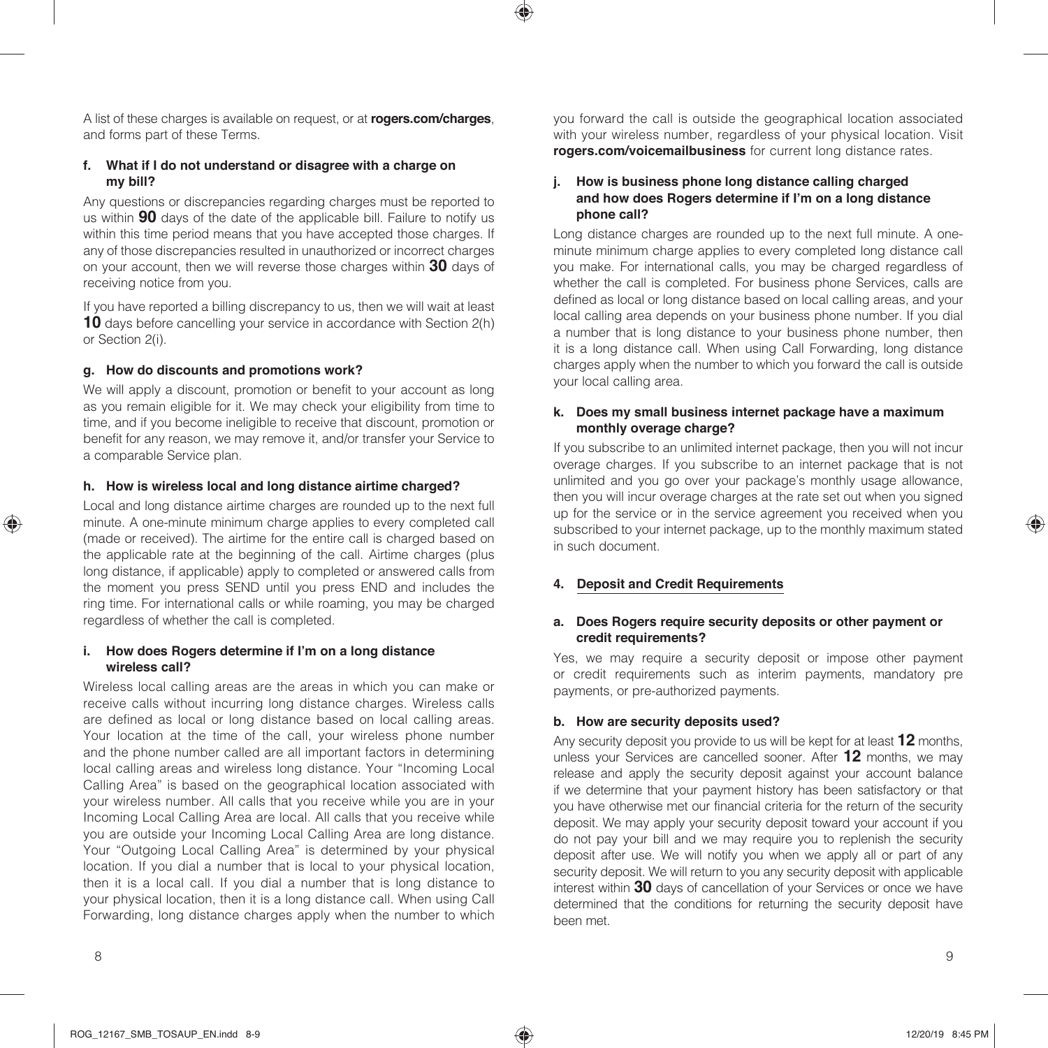A list of these charges is available on request, or at **rogers.com/charges**, and forms part of these Terms.

#### f. What if I do not understand or disagree with a charge on my bill?

Any questions or discrepancies regarding charges must be reported to us within **90** days of the date of the applicable bill. Failure to notify us within this time period means that you have accepted those charges. If any of those discrepancies resulted in unauthorized or incorrect charges on your account, then we will reverse those charges within **30** days of receiving notice from you.

If you have reported a billing discrepancy to us, then we will wait at least **10** days before cancelling your service in accordance with Section 2(h) or Section 2(i).

#### g. How do discounts and promotions work?

We will apply a discount, promotion or benefit to your account as long as you remain eligible for it. We may check your eligibility from time to time, and if you become ineligible to receive that discount, promotion or benefit for any reason, we may remove it, and/or transfer your Service to a comparable Service plan.

#### h. How is wireless local and long distance airtime charged?

Local and long distance airtime charges are rounded up to the next full minute. A one-minute minimum charge applies to every completed call (made or received). The airtime for the entire call is charged based on the applicable rate at the beginning of the call. Airtime charges (plus long distance, if applicable) apply to completed or answered calls from the moment you press SEND until you press END and includes the ring time. For international calls or while roaming, you may be charged regardless of whether the call is completed.

#### i. How does Rogers determine if I'm on a long distance wireless call?

Wireless local calling areas are the areas in which you can make or receive calls without incurring long distance charges. Wireless calls are defined as local or long distance based on local calling areas. Your location at the time of the call, your wireless phone number and the phone number called are all important factors in determining local calling areas and wireless long distance. Your "Incoming Local Calling Area" is based on the geographical location associated with your wireless number. All calls that you receive while you are in your Incoming Local Calling Area are local. All calls that you receive while you are outside your Incoming Local Calling Area are long distance. Your "Outgoing Local Calling Area" is determined by your physical location. If you dial a number that is local to your physical location, then it is a local call. If you dial a number that is long distance to your physical location, then it is a long distance call. When using Call Forwarding, long distance charges apply when the number to which you forward the call is outside the geographical location associated with your wireless number, regardless of your physical location. Visit **rogers.com/voicemailbusiness** for current long distance rates.

#### j. How is business phone long distance calling charged and how does Rogers determine if I'm on a long distance phone call?

Long distance charges are rounded up to the next full minute. A one-minute minimum charge applies to every completed long distance call you make. For international calls, you may be charged regardless of whether the call is completed. For business phone Services, calls are defined as local or long distance based on local calling areas, and your local calling area depends on your business phone number. If you dial a number that is long distance to your business phone number, then it is a long distance call. When using Call Forwarding, long distance charges apply when the number to which you forward the call is outside your local calling area.

#### k. Does my small business internet package have a maximum monthly overage charge?

If you subscribe to an unlimited internet package, then you will not incur overage charges. If you subscribe to an internet package that is not unlimited and you go over your package's monthly usage allowance, then you will incur overage charges at the rate set out when you signed up for the service or in the service agreement you received when you subscribed to your internet package, up to the monthly maximum stated in such document.

### 4. Deposit and Credit Requirements

#### a. Does Rogers require security deposits or other payment or credit requirements?

Yes, we may require a security deposit or impose other payment or credit requirements such as interim payments, mandatory pre payments, or pre-authorized payments.

#### b. How are security deposits used?

Any security deposit you provide to us will be kept for at least **12** months, unless your Services are cancelled sooner. After **12** months, we may release and apply the security deposit against your account balance if we determine that your payment history has been satisfactory or that you have otherwise met our financial criteria for the return of the security deposit. We may apply your security deposit toward your account if you do not pay your bill and we may require you to replenish the security deposit after use. We will notify you when we apply all or part of any security deposit. We will return to you any security deposit with applicable interest within **30** days of cancellation of your Services or once we have determined that the conditions for returning the security deposit have been met.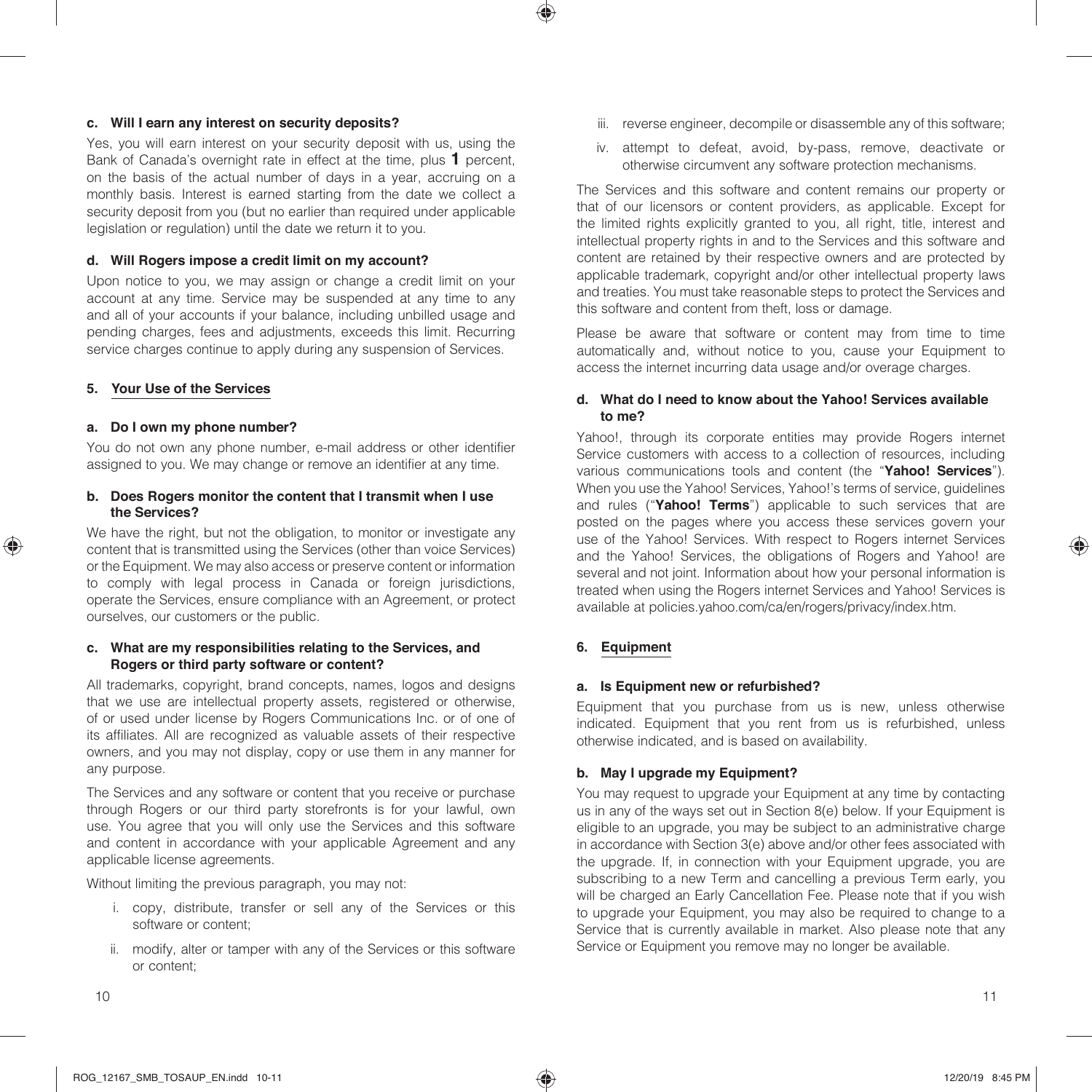**c. Will I earn any interest on security deposits?**

Yes, you will earn interest on your security deposit with us, using the Bank of Canada's overnight rate in effect at the time, plus **1** percent, on the basis of the actual number of days in a year, accruing on a monthly basis. Interest is earned starting from the date we collect a security deposit from you (but no earlier than required under applicable legislation or regulation) until the date we return it to you.

**d. Will Rogers impose a credit limit on my account?**

Upon notice to you, we may assign or change a credit limit on your account at any time. Service may be suspended at any time to any and all of your accounts if your balance, including unbilled usage and pending charges, fees and adjustments, exceeds this limit. Recurring service charges continue to apply during any suspension of Services.

## 5. Your Use of the Services

**a. Do I own my phone number?**

You do not own any phone number, e-mail address or other identifier assigned to you. We may change or remove an identifier at any time.

**b. Does Rogers monitor the content that I transmit when I use the Services?**

We have the right, but not the obligation, to monitor or investigate any content that is transmitted using the Services (other than voice Services) or the Equipment. We may also access or preserve content or information to comply with legal process in Canada or foreign jurisdictions, operate the Services, ensure compliance with an Agreement, or protect ourselves, our customers or the public.

**c. What are my responsibilities relating to the Services, and Rogers or third party software or content?**

All trademarks, copyright, brand concepts, names, logos and designs that we use are intellectual property assets, registered or otherwise, of or used under license by Rogers Communications Inc. or of one of its affiliates. All are recognized as valuable assets of their respective owners, and you may not display, copy or use them in any manner for any purpose.

The Services and any software or content that you receive or purchase through Rogers or our third party storefronts is for your lawful, own use. You agree that you will only use the Services and this software and content in accordance with your applicable Agreement and any applicable license agreements.

Without limiting the previous paragraph, you may not:

i. copy, distribute, transfer or sell any of the Services or this software or content;

ii. modify, alter or tamper with any of the Services or this software or content;

iii. reverse engineer, decompile or disassemble any of this software;

iv. attempt to defeat, avoid, by-pass, remove, deactivate or otherwise circumvent any software protection mechanisms.

The Services and this software and content remains our property or that of our licensors or content providers, as applicable. Except for the limited rights explicitly granted to you, all right, title, interest and intellectual property rights in and to the Services and this software and content are retained by their respective owners and are protected by applicable trademark, copyright and/or other intellectual property laws and treaties. You must take reasonable steps to protect the Services and this software and content from theft, loss or damage.

Please be aware that software or content may from time to time automatically and, without notice to you, cause your Equipment to access the internet incurring data usage and/or overage charges.

**d. What do I need to know about the Yahoo! Services available to me?**

Yahoo!, through its corporate entities may provide Rogers internet Service customers with access to a collection of resources, including various communications tools and content (the "**Yahoo! Services**"). When you use the Yahoo! Services, Yahoo!'s terms of service, guidelines and rules ("**Yahoo! Terms**") applicable to such services that are posted on the pages where you access these services govern your use of the Yahoo! Services. With respect to Rogers internet Services and the Yahoo! Services, the obligations of Rogers and Yahoo! are several and not joint. Information about how your personal information is treated when using the Rogers internet Services and Yahoo! Services is available at policies.yahoo.com/ca/en/rogers/privacy/index.htm.

## 6. Equipment

**a. Is Equipment new or refurbished?**

Equipment that you purchase from us is new, unless otherwise indicated. Equipment that you rent from us is refurbished, unless otherwise indicated, and is based on availability.

**b. May I upgrade my Equipment?**

You may request to upgrade your Equipment at any time by contacting us in any of the ways set out in Section 8(e) below. If your Equipment is eligible to an upgrade, you may be subject to an administrative charge in accordance with Section 3(e) above and/or other fees associated with the upgrade. If, in connection with your Equipment upgrade, you are subscribing to a new Term and cancelling a previous Term early, you will be charged an Early Cancellation Fee. Please note that if you wish to upgrade your Equipment, you may also be required to change to a Service that is currently available in market. Also please note that any Service or Equipment you remove may no longer be available.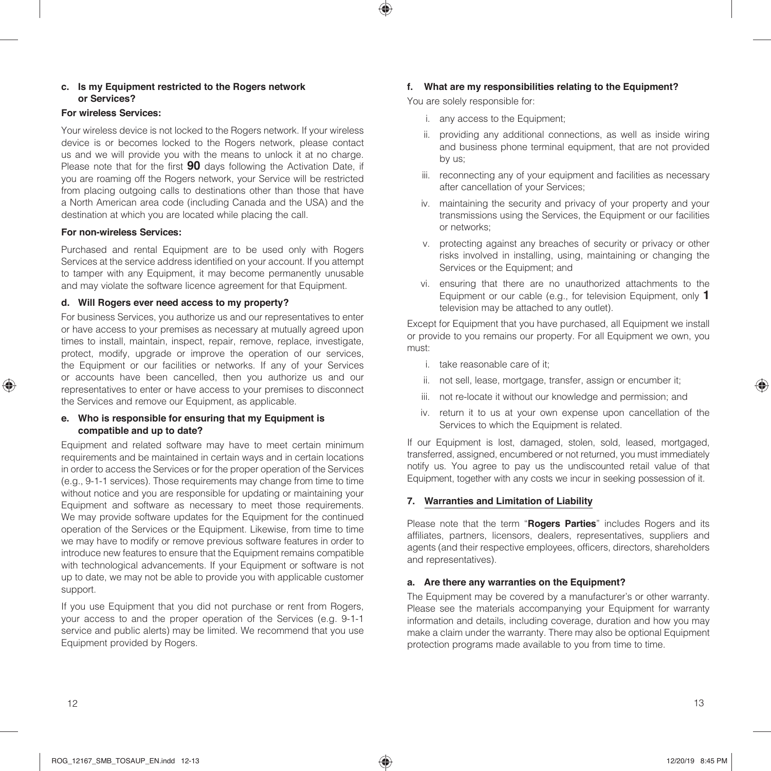### c. Is my Equipment restricted to the Rogers network or Services?

**For wireless Services:**

Your wireless device is not locked to the Rogers network. If your wireless device is or becomes locked to the Rogers network, please contact us and we will provide you with the means to unlock it at no charge. Please note that for the first **90** days following the Activation Date, if you are roaming off the Rogers network, your Service will be restricted from placing outgoing calls to destinations other than those that have a North American area code (including Canada and the USA) and the destination at which you are located while placing the call.

**For non-wireless Services:**

Purchased and rental Equipment are to be used only with Rogers Services at the service address identified on your account. If you attempt to tamper with any Equipment, it may become permanently unusable and may violate the software licence agreement for that Equipment.

### d. Will Rogers ever need access to my property?

For business Services, you authorize us and our representatives to enter or have access to your premises as necessary at mutually agreed upon times to install, maintain, inspect, repair, remove, replace, investigate, protect, modify, upgrade or improve the operation of our services, the Equipment or our facilities or networks. If any of your Services or accounts have been cancelled, then you authorize us and our representatives to enter or have access to your premises to disconnect the Services and remove our Equipment, as applicable.

### e. Who is responsible for ensuring that my Equipment is compatible and up to date?

Equipment and related software may have to meet certain minimum requirements and be maintained in certain ways and in certain locations in order to access the Services or for the proper operation of the Services (e.g., 9-1-1 services). Those requirements may change from time to time without notice and you are responsible for updating or maintaining your Equipment and software as necessary to meet those requirements. We may provide software updates for the Equipment for the continued operation of the Services or the Equipment. Likewise, from time to time we may have to modify or remove previous software features in order to introduce new features to ensure that the Equipment remains compatible with technological advancements. If your Equipment or software is not up to date, we may not be able to provide you with applicable customer support.

If you use Equipment that you did not purchase or rent from Rogers, your access to and the proper operation of the Services (e.g. 9-1-1 service and public alerts) may be limited. We recommend that you use Equipment provided by Rogers.

### f. What are my responsibilities relating to the Equipment?

You are solely responsible for:

i. any access to the Equipment;

ii. providing any additional connections, as well as inside wiring and business phone terminal equipment, that are not provided by us;

iii. reconnecting any of your equipment and facilities as necessary after cancellation of your Services;

iv. maintaining the security and privacy of your property and your transmissions using the Services, the Equipment or our facilities or networks;

v. protecting against any breaches of security or privacy or other risks involved in installing, using, maintaining or changing the Services or the Equipment; and

vi. ensuring that there are no unauthorized attachments to the Equipment or our cable (e.g., for television Equipment, only **1** television may be attached to any outlet).

Except for Equipment that you have purchased, all Equipment we install or provide to you remains our property. For all Equipment we own, you must:

i. take reasonable care of it;

ii. not sell, lease, mortgage, transfer, assign or encumber it;

iii. not re-locate it without our knowledge and permission; and

iv. return it to us at your own expense upon cancellation of the Services to which the Equipment is related.

If our Equipment is lost, damaged, stolen, sold, leased, mortgaged, transferred, assigned, encumbered or not returned, you must immediately notify us. You agree to pay us the undiscounted retail value of that Equipment, together with any costs we incur in seeking possession of it.

## 7. Warranties and Limitation of Liability

Please note that the term "**Rogers Parties**" includes Rogers and its affiliates, partners, licensors, dealers, representatives, suppliers and agents (and their respective employees, officers, directors, shareholders and representatives).

### a. Are there any warranties on the Equipment?

The Equipment may be covered by a manufacturer's or other warranty. Please see the materials accompanying your Equipment for warranty information and details, including coverage, duration and how you may make a claim under the warranty. There may also be optional Equipment protection programs made available to you from time to time.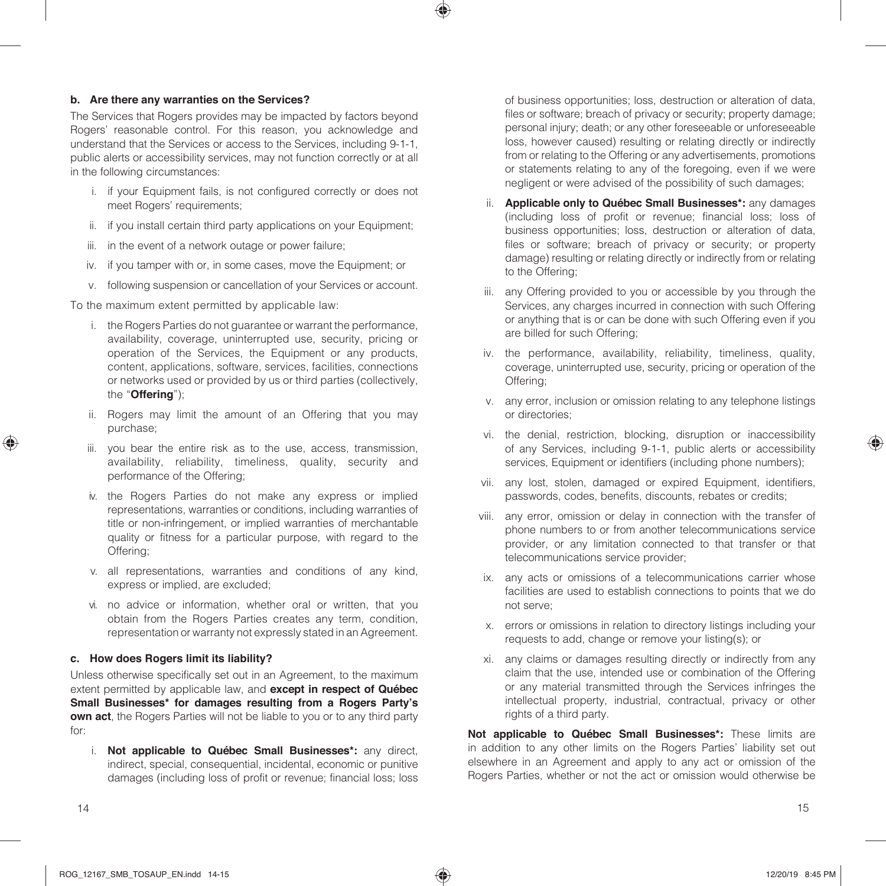#### b. Are there any warranties on the Services?

The Services that Rogers provides may be impacted by factors beyond Rogers' reasonable control. For this reason, you acknowledge and understand that the Services or access to the Services, including 9-1-1, public alerts or accessibility services, may not function correctly or at all in the following circumstances:

i. if your Equipment fails, is not configured correctly or does not meet Rogers' requirements;

ii. if you install certain third party applications on your Equipment;

iii. in the event of a network outage or power failure;

iv. if you tamper with or, in some cases, move the Equipment; or

v. following suspension or cancellation of your Services or account.

To the maximum extent permitted by applicable law:

i. the Rogers Parties do not guarantee or warrant the performance, availability, coverage, uninterrupted use, security, pricing or operation of the Services, the Equipment or any products, content, applications, software, services, facilities, connections or networks used or provided by us or third parties (collectively, the "**Offering**");

ii. Rogers may limit the amount of an Offering that you may purchase;

iii. you bear the entire risk as to the use, access, transmission, availability, reliability, timeliness, quality, security and performance of the Offering;

iv. the Rogers Parties do not make any express or implied representations, warranties or conditions, including warranties of title or non-infringement, or implied warranties of merchantable quality or fitness for a particular purpose, with regard to the Offering;

v. all representations, warranties and conditions of any kind, express or implied, are excluded;

vi. no advice or information, whether oral or written, that you obtain from the Rogers Parties creates any term, condition, representation or warranty not expressly stated in an Agreement.

#### c. How does Rogers limit its liability?

Unless otherwise specifically set out in an Agreement, to the maximum extent permitted by applicable law, and **except in respect of Québec Small Businesses* for damages resulting from a Rogers Party's own act**, the Rogers Parties will not be liable to you or to any third party for:

i. **Not applicable to Québec Small Businesses*:** any direct, indirect, special, consequential, incidental, economic or punitive damages (including loss of profit or revenue; financial loss; loss of business opportunities; loss, destruction or alteration of data, files or software; breach of privacy or security; property damage; personal injury; death; or any other foreseeable or unforeseeable loss, however caused) resulting or relating directly or indirectly from or relating to the Offering or any advertisements, promotions or statements relating to any of the foregoing, even if we were negligent or were advised of the possibility of such damages;

ii. **Applicable only to Québec Small Businesses*:** any damages (including loss of profit or revenue; financial loss; loss of business opportunities; loss, destruction or alteration of data, files or software; breach of privacy or security; or property damage) resulting or relating directly or indirectly from or relating to the Offering;

iii. any Offering provided to you or accessible by you through the Services, any charges incurred in connection with such Offering or anything that is or can be done with such Offering even if you are billed for such Offering;

iv. the performance, availability, reliability, timeliness, quality, coverage, uninterrupted use, security, pricing or operation of the Offering;

v. any error, inclusion or omission relating to any telephone listings or directories;

vi. the denial, restriction, blocking, disruption or inaccessibility of any Services, including 9-1-1, public alerts or accessibility services, Equipment or identifiers (including phone numbers);

vii. any lost, stolen, damaged or expired Equipment, identifiers, passwords, codes, benefits, discounts, rebates or credits;

viii. any error, omission or delay in connection with the transfer of phone numbers to or from another telecommunications service provider, or any limitation connected to that transfer or that telecommunications service provider;

ix. any acts or omissions of a telecommunications carrier whose facilities are used to establish connections to points that we do not serve;

x. errors or omissions in relation to directory listings including your requests to add, change or remove your listing(s); or

xi. any claims or damages resulting directly or indirectly from any claim that the use, intended use or combination of the Offering or any material transmitted through the Services infringes the intellectual property, industrial, contractual, privacy or other rights of a third party.

**Not applicable to Québec Small Businesses*:** These limits are in addition to any other limits on the Rogers Parties' liability set out elsewhere in an Agreement and apply to any act or omission of the Rogers Parties, whether or not the act or omission would otherwise be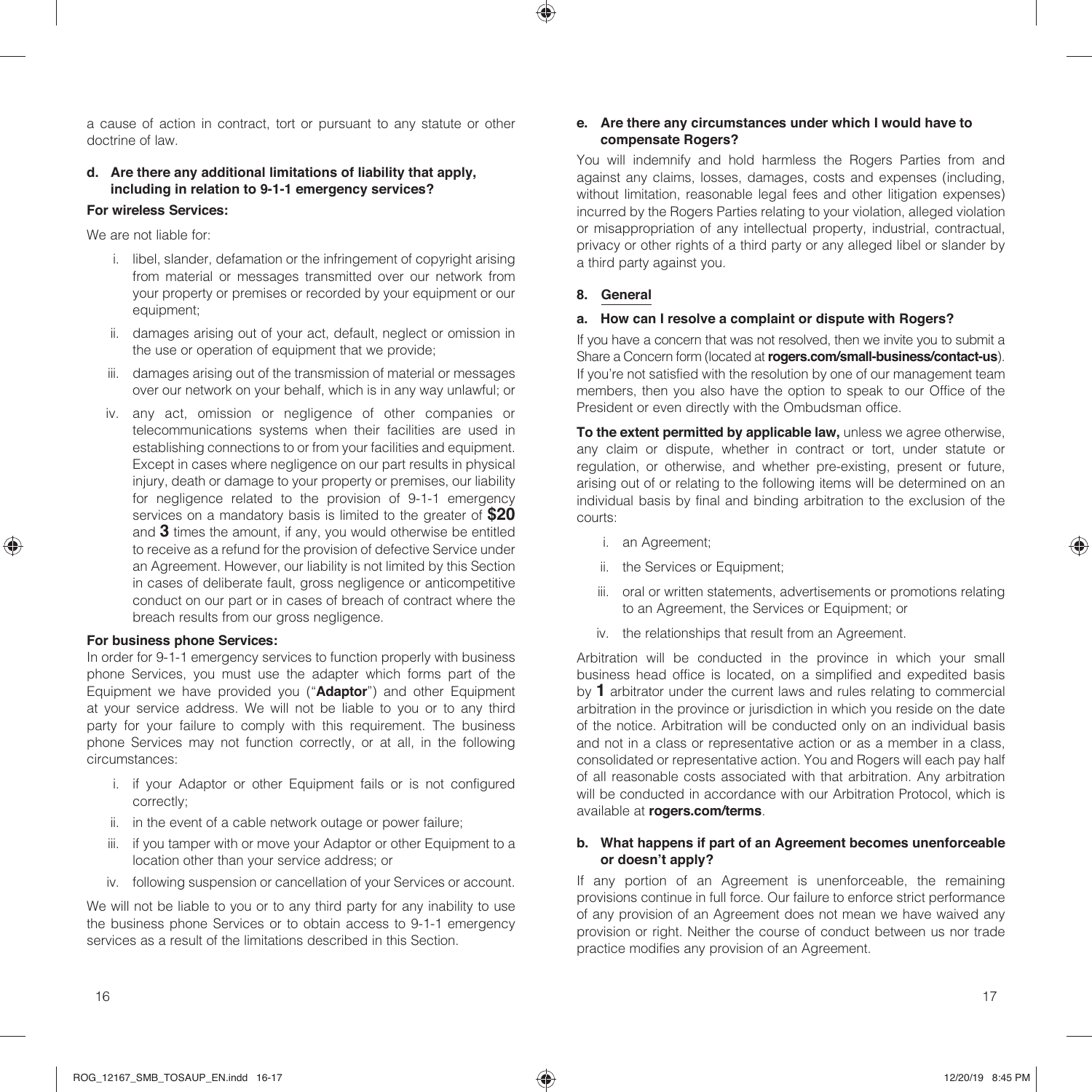a cause of action in contract, tort or pursuant to any statute or other doctrine of law.

**d. Are there any additional limitations of liability that apply, including in relation to 9-1-1 emergency services?**

**For wireless Services:**

We are not liable for:

i. libel, slander, defamation or the infringement of copyright arising from material or messages transmitted over our network from your property or premises or recorded by your equipment or our equipment;

ii. damages arising out of your act, default, neglect or omission in the use or operation of equipment that we provide;

iii. damages arising out of the transmission of material or messages over our network on your behalf, which is in any way unlawful; or

iv. any act, omission or negligence of other companies or telecommunications systems when their facilities are used in establishing connections to or from your facilities and equipment. Except in cases where negligence on our part results in physical injury, death or damage to your property or premises, our liability for negligence related to the provision of 9-1-1 emergency services on a mandatory basis is limited to the greater of **$20** and **3** times the amount, if any, you would otherwise be entitled to receive as a refund for the provision of defective Service under an Agreement. However, our liability is not limited by this Section in cases of deliberate fault, gross negligence or anticompetitive conduct on our part or in cases of breach of contract where the breach results from our gross negligence.

**For business phone Services:**

In order for 9-1-1 emergency services to function properly with business phone Services, you must use the adapter which forms part of the Equipment we have provided you ("**Adaptor**") and other Equipment at your service address. We will not be liable to you or to any third party for your failure to comply with this requirement. The business phone Services may not function correctly, or at all, in the following circumstances:

i. if your Adaptor or other Equipment fails or is not configured correctly;

ii. in the event of a cable network outage or power failure;

iii. if you tamper with or move your Adaptor or other Equipment to a location other than your service address; or

iv. following suspension or cancellation of your Services or account.

We will not be liable to you or to any third party for any inability to use the business phone Services or to obtain access to 9-1-1 emergency services as a result of the limitations described in this Section.

**e. Are there any circumstances under which I would have to compensate Rogers?**

You will indemnify and hold harmless the Rogers Parties from and against any claims, losses, damages, costs and expenses (including, without limitation, reasonable legal fees and other litigation expenses) incurred by the Rogers Parties relating to your violation, alleged violation or misappropriation of any intellectual property, industrial, contractual, privacy or other rights of a third party or any alleged libel or slander by a third party against you.

## 8. General

**a. How can I resolve a complaint or dispute with Rogers?**

If you have a concern that was not resolved, then we invite you to submit a Share a Concern form (located at **rogers.com/small-business/contact-us**). If you're not satisfied with the resolution by one of our management team members, then you also have the option to speak to our Office of the President or even directly with the Ombudsman office.

**To the extent permitted by applicable law,** unless we agree otherwise, any claim or dispute, whether in contract or tort, under statute or regulation, or otherwise, and whether pre-existing, present or future, arising out of or relating to the following items will be determined on an individual basis by final and binding arbitration to the exclusion of the courts:

i. an Agreement;

ii. the Services or Equipment;

iii. oral or written statements, advertisements or promotions relating to an Agreement, the Services or Equipment; or

iv. the relationships that result from an Agreement.

Arbitration will be conducted in the province in which your small business head office is located, on a simplified and expedited basis by **1** arbitrator under the current laws and rules relating to commercial arbitration in the province or jurisdiction in which you reside on the date of the notice. Arbitration will be conducted only on an individual basis and not in a class or representative action or as a member in a class, consolidated or representative action. You and Rogers will each pay half of all reasonable costs associated with that arbitration. Any arbitration will be conducted in accordance with our Arbitration Protocol, which is available at **rogers.com/terms**.

**b. What happens if part of an Agreement becomes unenforceable or doesn't apply?**

If any portion of an Agreement is unenforceable, the remaining provisions continue in full force. Our failure to enforce strict performance of any provision of an Agreement does not mean we have waived any provision or right. Neither the course of conduct between us nor trade practice modifies any provision of an Agreement.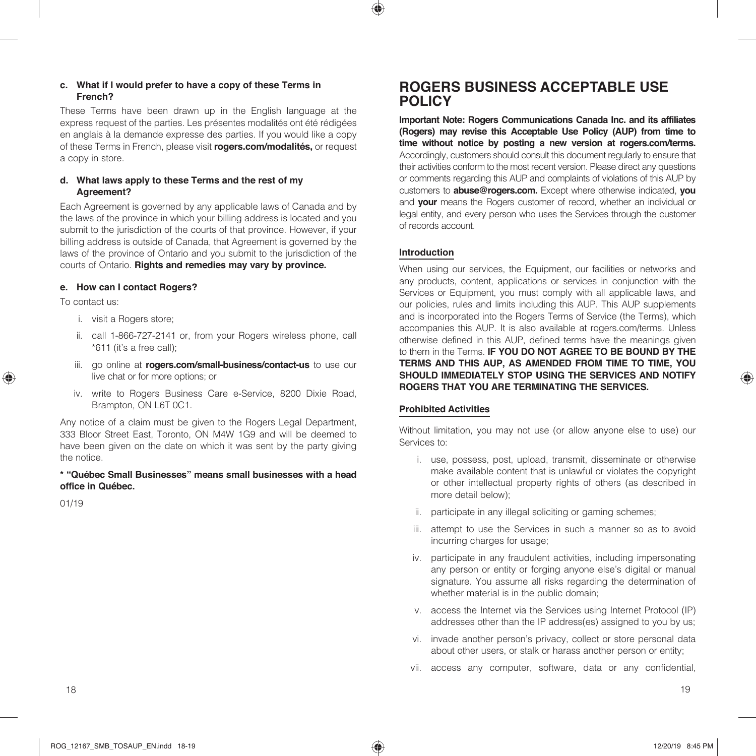**c. What if I would prefer to have a copy of these Terms in French?**

These Terms have been drawn up in the English language at the express request of the parties. Les présentes modalités ont été rédigées en anglais à la demande expresse des parties. If you would like a copy of these Terms in French, please visit **rogers.com/modalités,** or request a copy in store.

**d. What laws apply to these Terms and the rest of my Agreement?**

Each Agreement is governed by any applicable laws of Canada and by the laws of the province in which your billing address is located and you submit to the jurisdiction of the courts of that province. However, if your billing address is outside of Canada, that Agreement is governed by the laws of the province of Ontario and you submit to the jurisdiction of the courts of Ontario. **Rights and remedies may vary by province.**

**e. How can I contact Rogers?**

To contact us:

i. visit a Rogers store;

ii. call 1-866-727-2141 or, from your Rogers wireless phone, call *611 (it's a free call);

iii. go online at **rogers.com/small-business/contact-us** to use our live chat or for more options; or

iv. write to Rogers Business Care e-Service, 8200 Dixie Road, Brampton, ON L6T 0C1.

Any notice of a claim must be given to the Rogers Legal Department, 333 Bloor Street East, Toronto, ON M4W 1G9 and will be deemed to have been given on the date on which it was sent by the party giving the notice.

**\* "Québec Small Businesses" means small businesses with a head office in Québec.**

01/19

# ROGERS BUSINESS ACCEPTABLE USE POLICY

**Important Note: Rogers Communications Canada Inc. and its affiliates (Rogers) may revise this Acceptable Use Policy (AUP) from time to time without notice by posting a new version at rogers.com/terms.** Accordingly, customers should consult this document regularly to ensure that their activities conform to the most recent version. Please direct any questions or comments regarding this AUP and complaints of violations of this AUP by customers to **abuse@rogers.com.** Except where otherwise indicated, **you** and **your** means the Rogers customer of record, whether an individual or legal entity, and every person who uses the Services through the customer of records account.

## Introduction

When using our services, the Equipment, our facilities or networks and any products, content, applications or services in conjunction with the Services or Equipment, you must comply with all applicable laws, and our policies, rules and limits including this AUP. This AUP supplements and is incorporated into the Rogers Terms of Service (the Terms), which accompanies this AUP. It is also available at rogers.com/terms. Unless otherwise defined in this AUP, defined terms have the meanings given to them in the Terms. **IF YOU DO NOT AGREE TO BE BOUND BY THE TERMS AND THIS AUP, AS AMENDED FROM TIME TO TIME, YOU SHOULD IMMEDIATELY STOP USING THE SERVICES AND NOTIFY ROGERS THAT YOU ARE TERMINATING THE SERVICES.**

## Prohibited Activities

Without limitation, you may not use (or allow anyone else to use) our Services to:

i. use, possess, post, upload, transmit, disseminate or otherwise make available content that is unlawful or violates the copyright or other intellectual property rights of others (as described in more detail below);

ii. participate in any illegal soliciting or gaming schemes;

iii. attempt to use the Services in such a manner so as to avoid incurring charges for usage;

iv. participate in any fraudulent activities, including impersonating any person or entity or forging anyone else's digital or manual signature. You assume all risks regarding the determination of whether material is in the public domain;

v. access the Internet via the Services using Internet Protocol (IP) addresses other than the IP address(es) assigned to you by us;

vi. invade another person's privacy, collect or store personal data about other users, or stalk or harass another person or entity;

vii. access any computer, software, data or any confidential,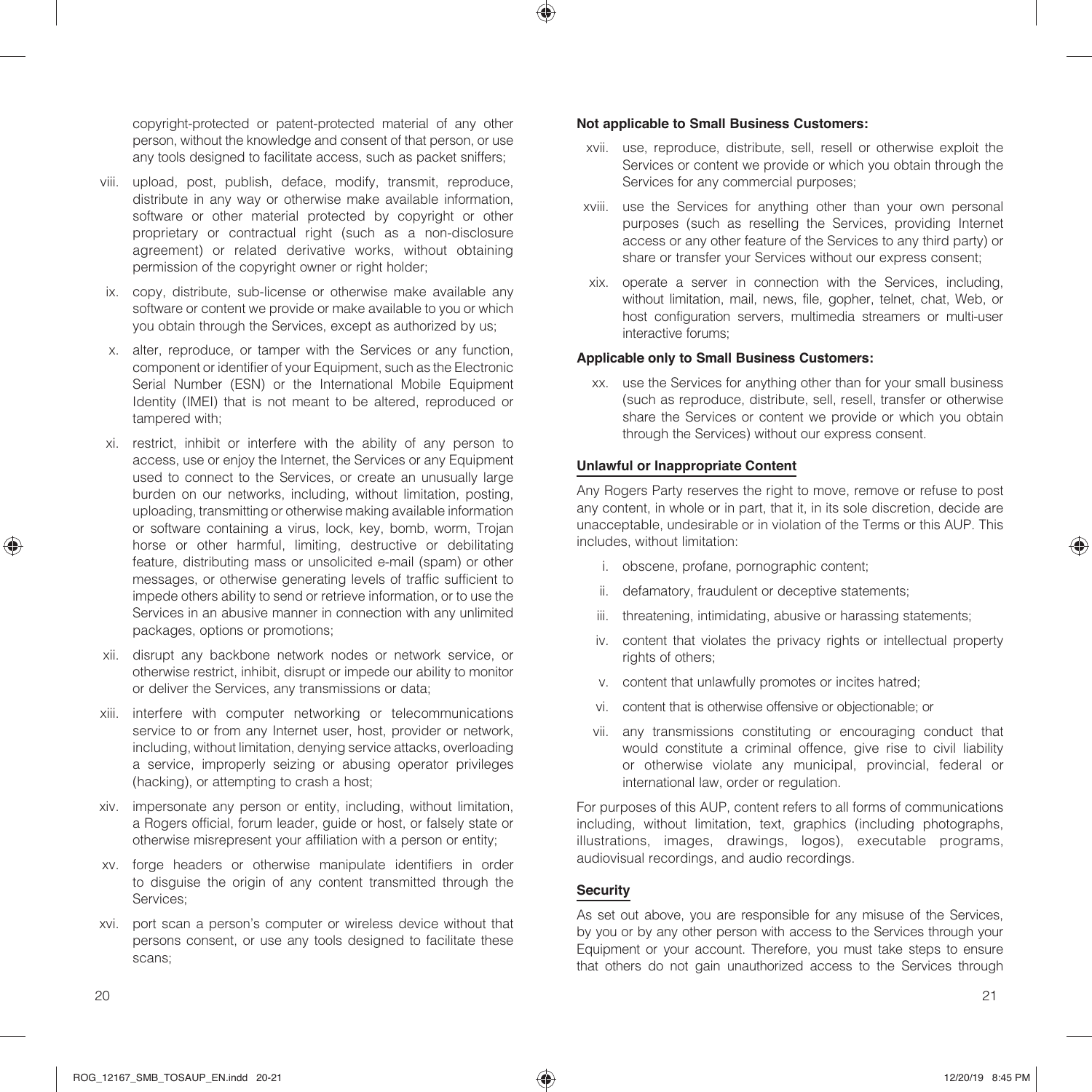copyright-protected or patent-protected material of any other person, without the knowledge and consent of that person, or use any tools designed to facilitate access, such as packet sniffers;

viii. upload, post, publish, deface, modify, transmit, reproduce, distribute in any way or otherwise make available information, software or other material protected by copyright or other proprietary or contractual right (such as a non-disclosure agreement) or related derivative works, without obtaining permission of the copyright owner or right holder;

ix. copy, distribute, sub-license or otherwise make available any software or content we provide or make available to you or which you obtain through the Services, except as authorized by us;

x. alter, reproduce, or tamper with the Services or any function, component or identifier of your Equipment, such as the Electronic Serial Number (ESN) or the International Mobile Equipment Identity (IMEI) that is not meant to be altered, reproduced or tampered with;

xi. restrict, inhibit or interfere with the ability of any person to access, use or enjoy the Internet, the Services or any Equipment used to connect to the Services, or create an unusually large burden on our networks, including, without limitation, posting, uploading, transmitting or otherwise making available information or software containing a virus, lock, key, bomb, worm, Trojan horse or other harmful, limiting, destructive or debilitating feature, distributing mass or unsolicited e-mail (spam) or other messages, or otherwise generating levels of traffic sufficient to impede others ability to send or retrieve information, or to use the Services in an abusive manner in connection with any unlimited packages, options or promotions;

xii. disrupt any backbone network nodes or network service, or otherwise restrict, inhibit, disrupt or impede our ability to monitor or deliver the Services, any transmissions or data;

xiii. interfere with computer networking or telecommunications service to or from any Internet user, host, provider or network, including, without limitation, denying service attacks, overloading a service, improperly seizing or abusing operator privileges (hacking), or attempting to crash a host;

xiv. impersonate any person or entity, including, without limitation, a Rogers official, forum leader, guide or host, or falsely state or otherwise misrepresent your affiliation with a person or entity;

xv. forge headers or otherwise manipulate identifiers in order to disguise the origin of any content transmitted through the Services;

xvi. port scan a person's computer or wireless device without that persons consent, or use any tools designed to facilitate these scans;

**Not applicable to Small Business Customers:**

xvii. use, reproduce, distribute, sell, resell or otherwise exploit the Services or content we provide or which you obtain through the Services for any commercial purposes;

xviii. use the Services for anything other than your own personal purposes (such as reselling the Services, providing Internet access or any other feature of the Services to any third party) or share or transfer your Services without our express consent;

xix. operate a server in connection with the Services, including, without limitation, mail, news, file, gopher, telnet, chat, Web, or host configuration servers, multimedia streamers or multi-user interactive forums;

**Applicable only to Small Business Customers:**

xx. use the Services for anything other than for your small business (such as reproduce, distribute, sell, resell, transfer or otherwise share the Services or content we provide or which you obtain through the Services) without our express consent.

## Unlawful or Inappropriate Content

Any Rogers Party reserves the right to move, remove or refuse to post any content, in whole or in part, that it, in its sole discretion, decide are unacceptable, undesirable or in violation of the Terms or this AUP. This includes, without limitation:

i. obscene, profane, pornographic content;

ii. defamatory, fraudulent or deceptive statements;

iii. threatening, intimidating, abusive or harassing statements;

iv. content that violates the privacy rights or intellectual property rights of others;

v. content that unlawfully promotes or incites hatred;

vi. content that is otherwise offensive or objectionable; or

vii. any transmissions constituting or encouraging conduct that would constitute a criminal offence, give rise to civil liability or otherwise violate any municipal, provincial, federal or international law, order or regulation.

For purposes of this AUP, content refers to all forms of communications including, without limitation, text, graphics (including photographs, illustrations, images, drawings, logos), executable programs, audiovisual recordings, and audio recordings.

## Security

As set out above, you are responsible for any misuse of the Services, by you or by any other person with access to the Services through your Equipment or your account. Therefore, you must take steps to ensure that others do not gain unauthorized access to the Services through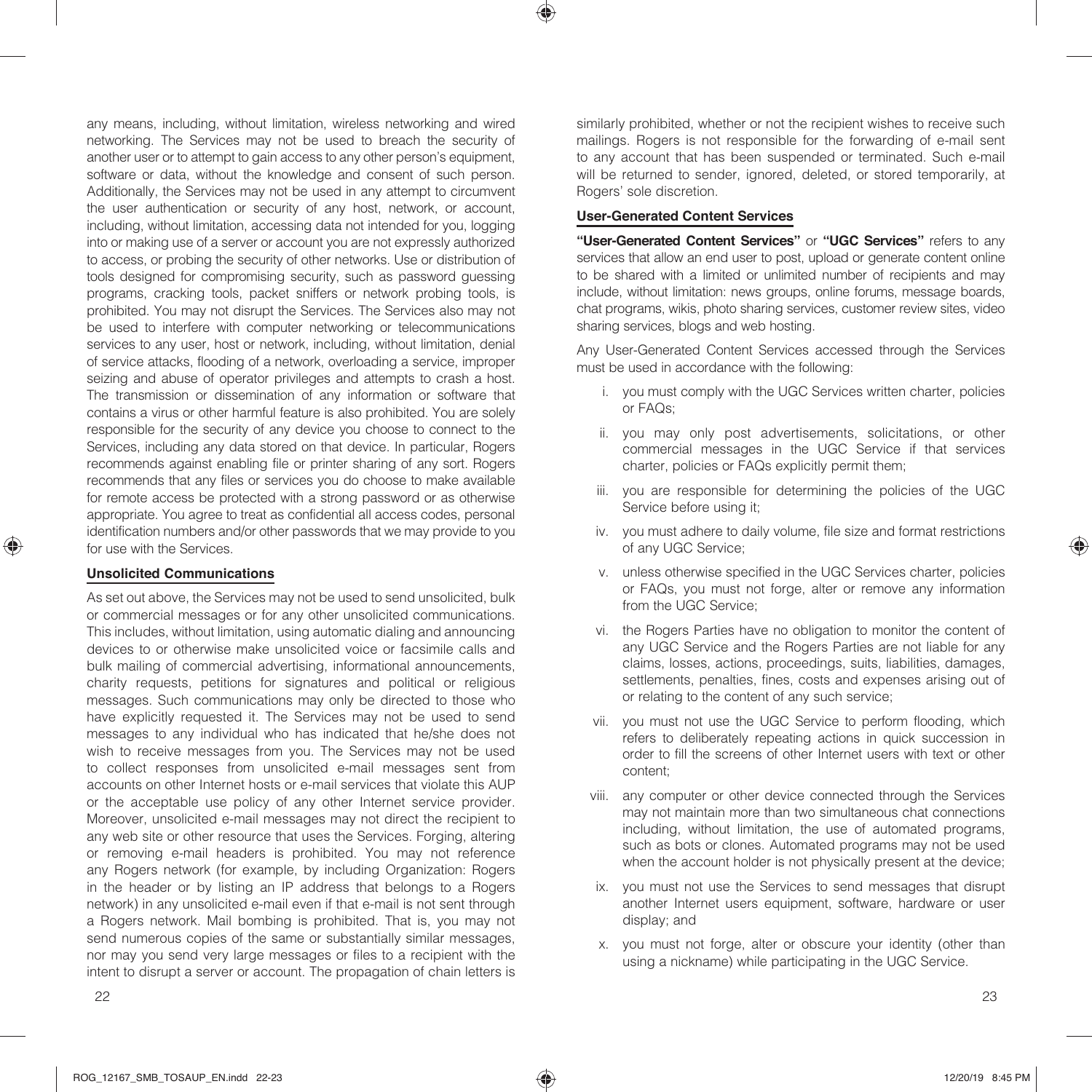any means, including, without limitation, wireless networking and wired networking. The Services may not be used to breach the security of another user or to attempt to gain access to any other person's equipment, software or data, without the knowledge and consent of such person. Additionally, the Services may not be used in any attempt to circumvent the user authentication or security of any host, network, or account, including, without limitation, accessing data not intended for you, logging into or making use of a server or account you are not expressly authorized to access, or probing the security of other networks. Use or distribution of tools designed for compromising security, such as password guessing programs, cracking tools, packet sniffers or network probing tools, is prohibited. You may not disrupt the Services. The Services also may not be used to interfere with computer networking or telecommunications services to any user, host or network, including, without limitation, denial of service attacks, flooding of a network, overloading a service, improper seizing and abuse of operator privileges and attempts to crash a host. The transmission or dissemination of any information or software that contains a virus or other harmful feature is also prohibited. You are solely responsible for the security of any device you choose to connect to the Services, including any data stored on that device. In particular, Rogers recommends against enabling file or printer sharing of any sort. Rogers recommends that any files or services you do choose to make available for remote access be protected with a strong password or as otherwise appropriate. You agree to treat as confidential all access codes, personal identification numbers and/or other passwords that we may provide to you for use with the Services.

**Unsolicited Communications**

As set out above, the Services may not be used to send unsolicited, bulk or commercial messages or for any other unsolicited communications. This includes, without limitation, using automatic dialing and announcing devices to or otherwise make unsolicited voice or facsimile calls and bulk mailing of commercial advertising, informational announcements, charity requests, petitions for signatures and political or religious messages. Such communications may only be directed to those who have explicitly requested it. The Services may not be used to send messages to any individual who has indicated that he/she does not wish to receive messages from you. The Services may not be used to collect responses from unsolicited e-mail messages sent from accounts on other Internet hosts or e-mail services that violate this AUP or the acceptable use policy of any other Internet service provider. Moreover, unsolicited e-mail messages may not direct the recipient to any web site or other resource that uses the Services. Forging, altering or removing e-mail headers is prohibited. You may not reference any Rogers network (for example, by including Organization: Rogers in the header or by listing an IP address that belongs to a Rogers network) in any unsolicited e-mail even if that e-mail is not sent through a Rogers network. Mail bombing is prohibited. That is, you may not send numerous copies of the same or substantially similar messages, nor may you send very large messages or files to a recipient with the intent to disrupt a server or account. The propagation of chain letters is similarly prohibited, whether or not the recipient wishes to receive such mailings. Rogers is not responsible for the forwarding of e-mail sent to any account that has been suspended or terminated. Such e-mail will be returned to sender, ignored, deleted, or stored temporarily, at Rogers' sole discretion.

**User-Generated Content Services**

**"User-Generated Content Services"** or **"UGC Services"** refers to any services that allow an end user to post, upload or generate content online to be shared with a limited or unlimited number of recipients and may include, without limitation: news groups, online forums, message boards, chat programs, wikis, photo sharing services, customer review sites, video sharing services, blogs and web hosting.

Any User-Generated Content Services accessed through the Services must be used in accordance with the following:

i. you must comply with the UGC Services written charter, policies or FAQs;

ii. you may only post advertisements, solicitations, or other commercial messages in the UGC Service if that services charter, policies or FAQs explicitly permit them;

iii. you are responsible for determining the policies of the UGC Service before using it;

iv. you must adhere to daily volume, file size and format restrictions of any UGC Service;

v. unless otherwise specified in the UGC Services charter, policies or FAQs, you must not forge, alter or remove any information from the UGC Service;

vi. the Rogers Parties have no obligation to monitor the content of any UGC Service and the Rogers Parties are not liable for any claims, losses, actions, proceedings, suits, liabilities, damages, settlements, penalties, fines, costs and expenses arising out of or relating to the content of any such service;

vii. you must not use the UGC Service to perform flooding, which refers to deliberately repeating actions in quick succession in order to fill the screens of other Internet users with text or other content;

viii. any computer or other device connected through the Services may not maintain more than two simultaneous chat connections including, without limitation, the use of automated programs, such as bots or clones. Automated programs may not be used when the account holder is not physically present at the device;

ix. you must not use the Services to send messages that disrupt another Internet users equipment, software, hardware or user display; and

x. you must not forge, alter or obscure your identity (other than using a nickname) while participating in the UGC Service.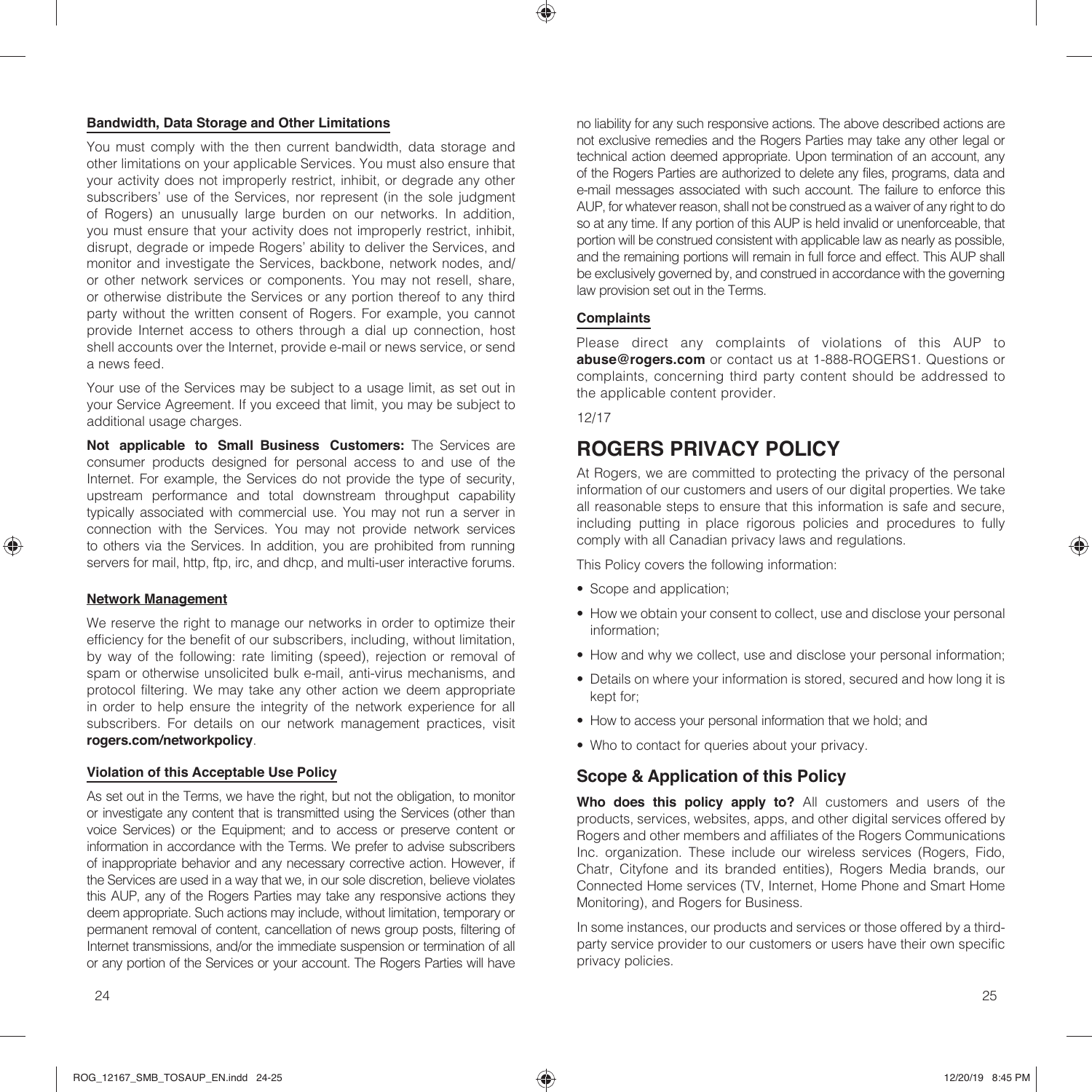### Bandwidth, Data Storage and Other Limitations

You must comply with the then current bandwidth, data storage and other limitations on your applicable Services. You must also ensure that your activity does not improperly restrict, inhibit, or degrade any other subscribers' use of the Services, nor represent (in the sole judgment of Rogers) an unusually large burden on our networks. In addition, you must ensure that your activity does not improperly restrict, inhibit, disrupt, degrade or impede Rogers' ability to deliver the Services, and monitor and investigate the Services, backbone, network nodes, and/or other network services or components. You may not resell, share, or otherwise distribute the Services or any portion thereof to any third party without the written consent of Rogers. For example, you cannot provide Internet access to others through a dial up connection, host shell accounts over the Internet, provide e-mail or news service, or send a news feed.

Your use of the Services may be subject to a usage limit, as set out in your Service Agreement. If you exceed that limit, you may be subject to additional usage charges.

**Not applicable to Small Business Customers:** The Services are consumer products designed for personal access to and use of the Internet. For example, the Services do not provide the type of security, upstream performance and total downstream throughput capability typically associated with commercial use. You may not run a server in connection with the Services. You may not provide network services to others via the Services. In addition, you are prohibited from running servers for mail, http, ftp, irc, and dhcp, and multi-user interactive forums.

### Network Management

We reserve the right to manage our networks in order to optimize their efficiency for the benefit of our subscribers, including, without limitation, by way of the following: rate limiting (speed), rejection or removal of spam or otherwise unsolicited bulk e-mail, anti-virus mechanisms, and protocol filtering. We may take any other action we deem appropriate in order to help ensure the integrity of the network experience for all subscribers. For details on our network management practices, visit **rogers.com/networkpolicy**.

### Violation of this Acceptable Use Policy

As set out in the Terms, we have the right, but not the obligation, to monitor or investigate any content that is transmitted using the Services (other than voice Services) or the Equipment; and to access or preserve content or information in accordance with the Terms. We prefer to advise subscribers of inappropriate behavior and any necessary corrective action. However, if the Services are used in a way that we, in our sole discretion, believe violates this AUP, any of the Rogers Parties may take any responsive actions they deem appropriate. Such actions may include, without limitation, temporary or permanent removal of content, cancellation of news group posts, filtering of Internet transmissions, and/or the immediate suspension or termination of all or any portion of the Services or your account. The Rogers Parties will have no liability for any such responsive actions. The above described actions are not exclusive remedies and the Rogers Parties may take any other legal or technical action deemed appropriate. Upon termination of an account, any of the Rogers Parties are authorized to delete any files, programs, data and e-mail messages associated with such account. The failure to enforce this AUP, for whatever reason, shall not be construed as a waiver of any right to do so at any time. If any portion of this AUP is held invalid or unenforceable, that portion will be construed consistent with applicable law as nearly as possible, and the remaining portions will remain in full force and effect. This AUP shall be exclusively governed by, and construed in accordance with the governing law provision set out in the Terms.

### Complaints

Please direct any complaints of violations of this AUP to **abuse@rogers.com** or contact us at 1-888-ROGERS1. Questions or complaints, concerning third party content should be addressed to the applicable content provider.

12/17

# ROGERS PRIVACY POLICY

At Rogers, we are committed to protecting the privacy of the personal information of our customers and users of our digital properties. We take all reasonable steps to ensure that this information is safe and secure, including putting in place rigorous policies and procedures to fully comply with all Canadian privacy laws and regulations.

This Policy covers the following information:

- Scope and application;
- How we obtain your consent to collect, use and disclose your personal information;
- How and why we collect, use and disclose your personal information;
- Details on where your information is stored, secured and how long it is kept for;
- How to access your personal information that we hold; and
- Who to contact for queries about your privacy.

## Scope & Application of this Policy

**Who does this policy apply to?** All customers and users of the products, services, websites, apps, and other digital services offered by Rogers and other members and affiliates of the Rogers Communications Inc. organization. These include our wireless services (Rogers, Fido, Chatr, Cityfone and its branded entities), Rogers Media brands, our Connected Home services (TV, Internet, Home Phone and Smart Home Monitoring), and Rogers for Business.

In some instances, our products and services or those offered by a third-party service provider to our customers or users have their own specific privacy policies.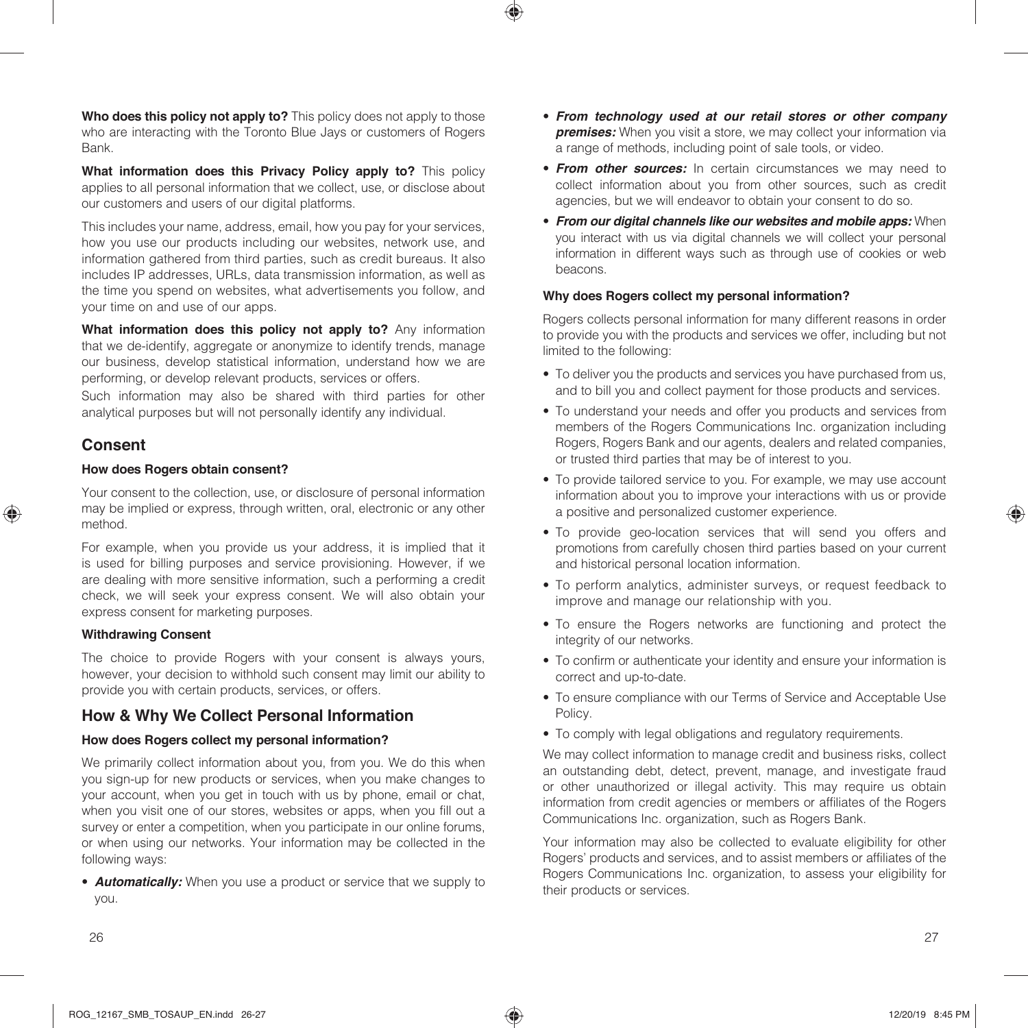**Who does this policy not apply to?** This policy does not apply to those who are interacting with the Toronto Blue Jays or customers of Rogers Bank.

**What information does this Privacy Policy apply to?** This policy applies to all personal information that we collect, use, or disclose about our customers and users of our digital platforms.

This includes your name, address, email, how you pay for your services, how you use our products including our websites, network use, and information gathered from third parties, such as credit bureaus. It also includes IP addresses, URLs, data transmission information, as well as the time you spend on websites, what advertisements you follow, and your time on and use of our apps.

**What information does this policy not apply to?** Any information that we de-identify, aggregate or anonymize to identify trends, manage our business, develop statistical information, understand how we are performing, or develop relevant products, services or offers.

Such information may also be shared with third parties for other analytical purposes but will not personally identify any individual.

## Consent

### How does Rogers obtain consent?

Your consent to the collection, use, or disclosure of personal information may be implied or express, through written, oral, electronic or any other method.

For example, when you provide us your address, it is implied that it is used for billing purposes and service provisioning. However, if we are dealing with more sensitive information, such a performing a credit check, we will seek your express consent. We will also obtain your express consent for marketing purposes.

### Withdrawing Consent

The choice to provide Rogers with your consent is always yours, however, your decision to withhold such consent may limit our ability to provide you with certain products, services, or offers.

## How & Why We Collect Personal Information

### How does Rogers collect my personal information?

We primarily collect information about you, from you. We do this when you sign-up for new products or services, when you make changes to your account, when you get in touch with us by phone, email or chat, when you visit one of our stores, websites or apps, when you fill out a survey or enter a competition, when you participate in our online forums, or when using our networks. Your information may be collected in the following ways:

- ***Automatically:*** When you use a product or service that we supply to you.
- ***From technology used at our retail stores or other company premises:*** When you visit a store, we may collect your information via a range of methods, including point of sale tools, or video.
- ***From other sources:*** In certain circumstances we may need to collect information about you from other sources, such as credit agencies, but we will endeavor to obtain your consent to do so.
- ***From our digital channels like our websites and mobile apps:*** When you interact with us via digital channels we will collect your personal information in different ways such as through use of cookies or web beacons.

### Why does Rogers collect my personal information?

Rogers collects personal information for many different reasons in order to provide you with the products and services we offer, including but not limited to the following:

- To deliver you the products and services you have purchased from us, and to bill you and collect payment for those products and services.
- To understand your needs and offer you products and services from members of the Rogers Communications Inc. organization including Rogers, Rogers Bank and our agents, dealers and related companies, or trusted third parties that may be of interest to you.
- To provide tailored service to you. For example, we may use account information about you to improve your interactions with us or provide a positive and personalized customer experience.
- To provide geo-location services that will send you offers and promotions from carefully chosen third parties based on your current and historical personal location information.
- To perform analytics, administer surveys, or request feedback to improve and manage our relationship with you.
- To ensure the Rogers networks are functioning and protect the integrity of our networks.
- To confirm or authenticate your identity and ensure your information is correct and up-to-date.
- To ensure compliance with our Terms of Service and Acceptable Use Policy.
- To comply with legal obligations and regulatory requirements.

We may collect information to manage credit and business risks, collect an outstanding debt, detect, prevent, manage, and investigate fraud or other unauthorized or illegal activity. This may require us obtain information from credit agencies or members or affiliates of the Rogers Communications Inc. organization, such as Rogers Bank.

Your information may also be collected to evaluate eligibility for other Rogers' products and services, and to assist members or affiliates of the Rogers Communications Inc. organization, to assess your eligibility for their products or services.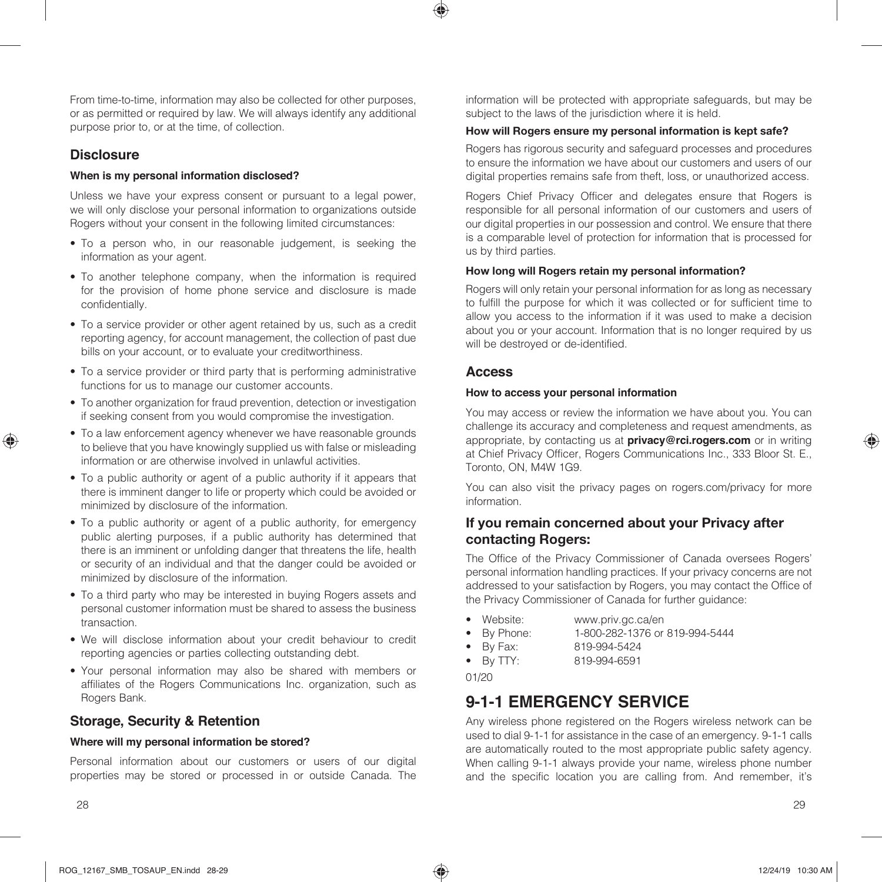From time-to-time, information may also be collected for other purposes, or as permitted or required by law. We will always identify any additional purpose prior to, or at the time, of collection.

## Disclosure

**When is my personal information disclosed?**

Unless we have your express consent or pursuant to a legal power, we will only disclose your personal information to organizations outside Rogers without your consent in the following limited circumstances:

- To a person who, in our reasonable judgement, is seeking the information as your agent.
- To another telephone company, when the information is required for the provision of home phone service and disclosure is made confidentially.
- To a service provider or other agent retained by us, such as a credit reporting agency, for account management, the collection of past due bills on your account, or to evaluate your creditworthiness.
- To a service provider or third party that is performing administrative functions for us to manage our customer accounts.
- To another organization for fraud prevention, detection or investigation if seeking consent from you would compromise the investigation.
- To a law enforcement agency whenever we have reasonable grounds to believe that you have knowingly supplied us with false or misleading information or are otherwise involved in unlawful activities.
- To a public authority or agent of a public authority if it appears that there is imminent danger to life or property which could be avoided or minimized by disclosure of the information.
- To a public authority or agent of a public authority, for emergency public alerting purposes, if a public authority has determined that there is an imminent or unfolding danger that threatens the life, health or security of an individual and that the danger could be avoided or minimized by disclosure of the information.
- To a third party who may be interested in buying Rogers assets and personal customer information must be shared to assess the business transaction.
- We will disclose information about your credit behaviour to credit reporting agencies or parties collecting outstanding debt.
- Your personal information may also be shared with members or affiliates of the Rogers Communications Inc. organization, such as Rogers Bank.

## Storage, Security & Retention

**Where will my personal information be stored?**

Personal information about our customers or users of our digital properties may be stored or processed in or outside Canada. The information will be protected with appropriate safeguards, but may be subject to the laws of the jurisdiction where it is held.

**How will Rogers ensure my personal information is kept safe?**

Rogers has rigorous security and safeguard processes and procedures to ensure the information we have about our customers and users of our digital properties remains safe from theft, loss, or unauthorized access.

Rogers Chief Privacy Officer and delegates ensure that Rogers is responsible for all personal information of our customers and users of our digital properties in our possession and control. We ensure that there is a comparable level of protection for information that is processed for us by third parties.

**How long will Rogers retain my personal information?**

Rogers will only retain your personal information for as long as necessary to fulfill the purpose for which it was collected or for sufficient time to allow you access to the information if it was used to make a decision about you or your account. Information that is no longer required by us will be destroyed or de-identified.

## Access

**How to access your personal information**

You may access or review the information we have about you. You can challenge its accuracy and completeness and request amendments, as appropriate, by contacting us at **privacy@rci.rogers.com** or in writing at Chief Privacy Officer, Rogers Communications Inc., 333 Bloor St. E., Toronto, ON, M4W 1G9.

You can also visit the privacy pages on rogers.com/privacy for more information.

## If you remain concerned about your Privacy after contacting Rogers:

The Office of the Privacy Commissioner of Canada oversees Rogers' personal information handling practices. If your privacy concerns are not addressed to your satisfaction by Rogers, you may contact the Office of the Privacy Commissioner of Canada for further guidance:

- Website: www.priv.gc.ca/en
- By Phone: 1-800-282-1376 or 819-994-5444
- By Fax: 819-994-5424
- By TTY: 819-994-6591

01/20

# 9-1-1 EMERGENCY SERVICE

Any wireless phone registered on the Rogers wireless network can be used to dial 9-1-1 for assistance in the case of an emergency. 9-1-1 calls are automatically routed to the most appropriate public safety agency. When calling 9-1-1 always provide your name, wireless phone number and the specific location you are calling from. And remember, it's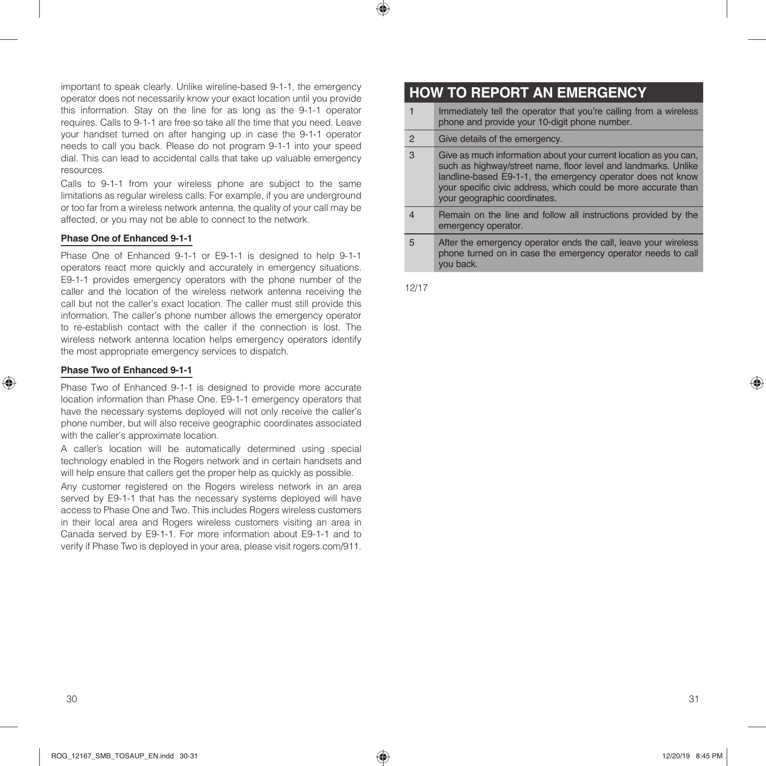important to speak clearly. Unlike wireline-based 9-1-1, the emergency operator does not necessarily know your exact location until you provide this information. Stay on the line for as long as the 9-1-1 operator requires. Calls to 9-1-1 are free so take all the time that you need. Leave your handset turned on after hanging up in case the 9-1-1 operator needs to call you back. Please do not program 9-1-1 into your speed dial. This can lead to accidental calls that take up valuable emergency resources.

Calls to 9-1-1 from your wireless phone are subject to the same limitations as regular wireless calls. For example, if you are underground or too far from a wireless network antenna, the quality of your call may be affected, or you may not be able to connect to the network.

**Phase One of Enhanced 9-1-1**

Phase One of Enhanced 9-1-1 or E9-1-1 is designed to help 9-1-1 operators react more quickly and accurately in emergency situations. E9-1-1 provides emergency operators with the phone number of the caller and the location of the wireless network antenna receiving the call but not the caller's exact location. The caller must still provide this information. The caller's phone number allows the emergency operator to re-establish contact with the caller if the connection is lost. The wireless network antenna location helps emergency operators identify the most appropriate emergency services to dispatch.

**Phase Two of Enhanced 9-1-1**

Phase Two of Enhanced 9-1-1 is designed to provide more accurate location information than Phase One. E9-1-1 emergency operators that have the necessary systems deployed will not only receive the caller's phone number, but will also receive geographic coordinates associated with the caller's approximate location.

A caller's location will be automatically determined using special technology enabled in the Rogers network and in certain handsets and will help ensure that callers get the proper help as quickly as possible.

Any customer registered on the Rogers wireless network in an area served by E9-1-1 that has the necessary systems deployed will have access to Phase One and Two. This includes Rogers wireless customers in their local area and Rogers wireless customers visiting an area in Canada served by E9-1-1. For more information about E9-1-1 and to verify if Phase Two is deployed in your area, please visit rogers.com/911.

## HOW TO REPORT AN EMERGENCY

| | |
|---|---|
| 1 | Immediately tell the operator that you're calling from a wireless phone and provide your 10-digit phone number. |
| 2 | Give details of the emergency. |
| 3 | Give as much information about your current location as you can, such as highway/street name, floor level and landmarks. Unlike landline-based E9-1-1, the emergency operator does not know your specific civic address, which could be more accurate than your geographic coordinates. |
| 4 | Remain on the line and follow all instructions provided by the emergency operator. |
| 5 | After the emergency operator ends the call, leave your wireless phone turned on in case the emergency operator needs to call you back. |

12/17